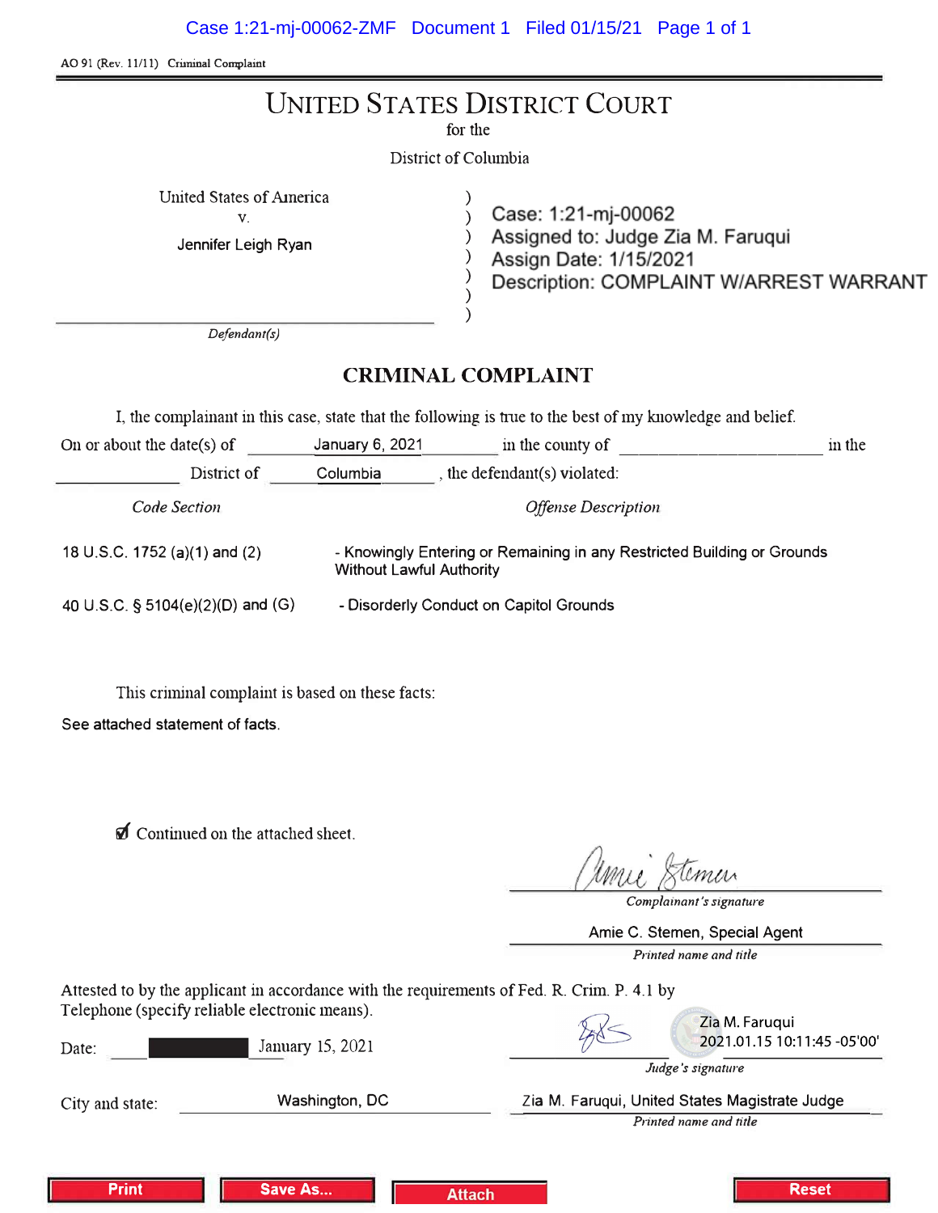AO 91 (Rev. 11/11) Criminal Complaint

# UNITED STATES DISTRICT COURT

for the

District of Columbia

United States of America
v.
Jennifer Leigh Ryan

Defendant(s)

Case: 1:21-mj-00062
Assigned to: Judge Zia M. Faruqui
Assign Date: 1/15/2021
Description: COMPLAINT W/ARREST WARRANT

## CRIMINAL COMPLAINT

I, the complainant in this case, state that the following is true to the best of my knowledge and belief.

On or about the date(s) of January 6, 2021 in the county of \_\_\_\_\_\_\_\_ in the \_\_\_\_\_\_\_\_ District of Columbia , the defendant(s) violated:

| *Code Section* | *Offense Description* |
|---|---|
| 18 U.S.C. 1752 (a)(1) and (2) | - Knowingly Entering or Remaining in any Restricted Building or Grounds Without Lawful Authority |
| 40 U.S.C. § 5104(e)(2)(D) and (G) | - Disorderly Conduct on Capitol Grounds |

This criminal complaint is based on these facts:

See attached statement of facts.

☑ Continued on the attached sheet.

Amie Stemen
*Complainant's signature*

Amie C. Stemen, Special Agent
*Printed name and title*

Attested to by the applicant in accordance with the requirements of Fed. R. Crim. P. 4.1 by Telephone (specify reliable electronic means).

Date: January 15, 2021

Zia M. Faruqui
2021.01.15 10:11:45 -05'00'
*Judge's signature*

City and state: Washington, DC

Zia M. Faruqui, United States Magistrate Judge
*Printed name and title*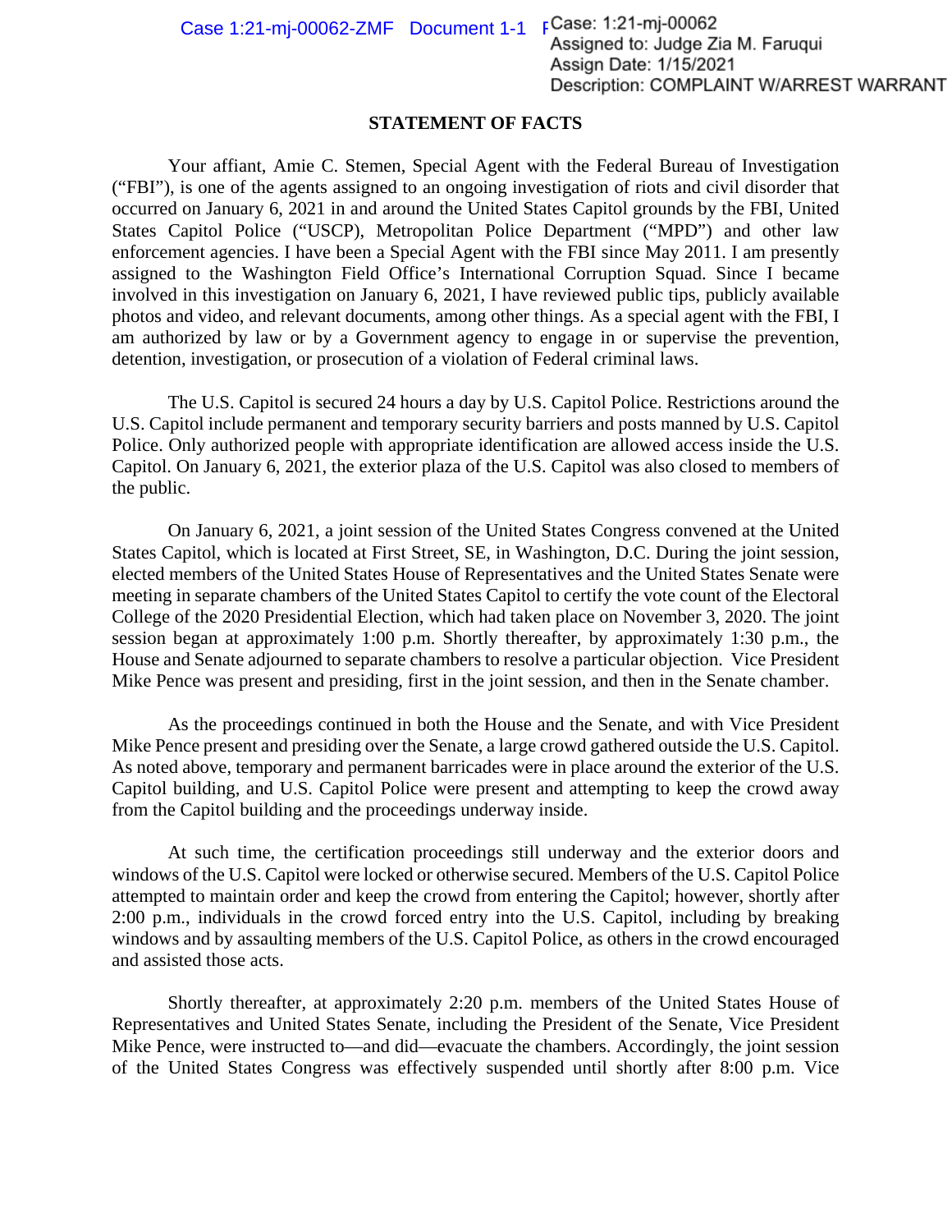## STATEMENT OF FACTS

Your affiant, Amie C. Stemen, Special Agent with the Federal Bureau of Investigation ("FBI"), is one of the agents assigned to an ongoing investigation of riots and civil disorder that occurred on January 6, 2021 in and around the United States Capitol grounds by the FBI, United States Capitol Police ("USCP), Metropolitan Police Department ("MPD") and other law enforcement agencies. I have been a Special Agent with the FBI since May 2011. I am presently assigned to the Washington Field Office's International Corruption Squad. Since I became involved in this investigation on January 6, 2021, I have reviewed public tips, publicly available photos and video, and relevant documents, among other things. As a special agent with the FBI, I am authorized by law or by a Government agency to engage in or supervise the prevention, detention, investigation, or prosecution of a violation of Federal criminal laws.

The U.S. Capitol is secured 24 hours a day by U.S. Capitol Police. Restrictions around the U.S. Capitol include permanent and temporary security barriers and posts manned by U.S. Capitol Police. Only authorized people with appropriate identification are allowed access inside the U.S. Capitol. On January 6, 2021, the exterior plaza of the U.S. Capitol was also closed to members of the public.

On January 6, 2021, a joint session of the United States Congress convened at the United States Capitol, which is located at First Street, SE, in Washington, D.C. During the joint session, elected members of the United States House of Representatives and the United States Senate were meeting in separate chambers of the United States Capitol to certify the vote count of the Electoral College of the 2020 Presidential Election, which had taken place on November 3, 2020. The joint session began at approximately 1:00 p.m. Shortly thereafter, by approximately 1:30 p.m., the House and Senate adjourned to separate chambers to resolve a particular objection. Vice President Mike Pence was present and presiding, first in the joint session, and then in the Senate chamber.

As the proceedings continued in both the House and the Senate, and with Vice President Mike Pence present and presiding over the Senate, a large crowd gathered outside the U.S. Capitol. As noted above, temporary and permanent barricades were in place around the exterior of the U.S. Capitol building, and U.S. Capitol Police were present and attempting to keep the crowd away from the Capitol building and the proceedings underway inside.

At such time, the certification proceedings still underway and the exterior doors and windows of the U.S. Capitol were locked or otherwise secured. Members of the U.S. Capitol Police attempted to maintain order and keep the crowd from entering the Capitol; however, shortly after 2:00 p.m., individuals in the crowd forced entry into the U.S. Capitol, including by breaking windows and by assaulting members of the U.S. Capitol Police, as others in the crowd encouraged and assisted those acts.

Shortly thereafter, at approximately 2:20 p.m. members of the United States House of Representatives and United States Senate, including the President of the Senate, Vice President Mike Pence, were instructed to—and did—evacuate the chambers. Accordingly, the joint session of the United States Congress was effectively suspended until shortly after 8:00 p.m. Vice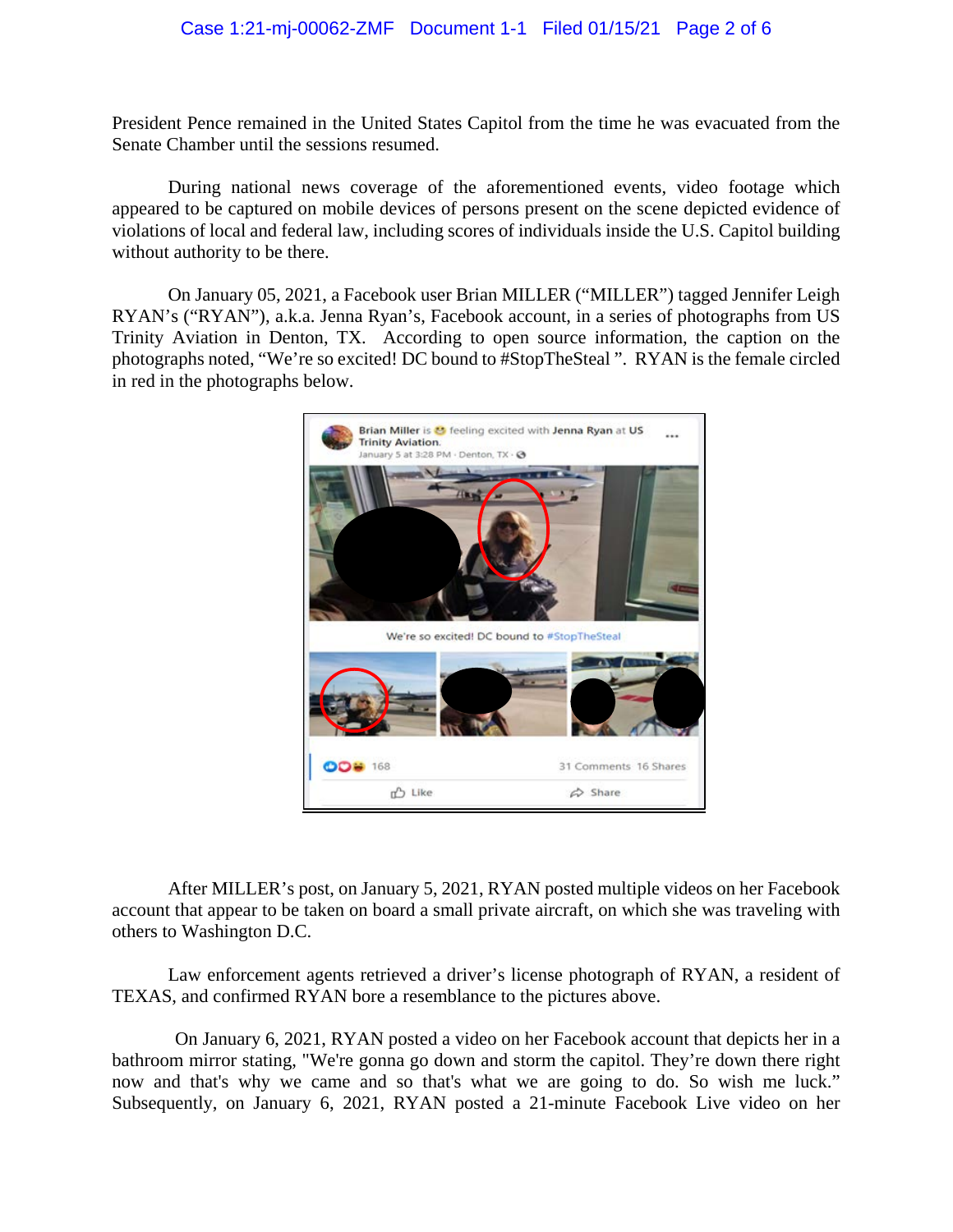President Pence remained in the United States Capitol from the time he was evacuated from the Senate Chamber until the sessions resumed.

During national news coverage of the aforementioned events, video footage which appeared to be captured on mobile devices of persons present on the scene depicted evidence of violations of local and federal law, including scores of individuals inside the U.S. Capitol building without authority to be there.

On January 05, 2021, a Facebook user Brian MILLER ("MILLER") tagged Jennifer Leigh RYAN's ("RYAN"), a.k.a. Jenna Ryan's, Facebook account, in a series of photographs from US Trinity Aviation in Denton, TX. According to open source information, the caption on the photographs noted, "We're so excited! DC bound to #StopTheSteal ". RYAN is the female circled in red in the photographs below.

After MILLER's post, on January 5, 2021, RYAN posted multiple videos on her Facebook account that appear to be taken on board a small private aircraft, on which she was traveling with others to Washington D.C.

Law enforcement agents retrieved a driver's license photograph of RYAN, a resident of TEXAS, and confirmed RYAN bore a resemblance to the pictures above.

On January 6, 2021, RYAN posted a video on her Facebook account that depicts her in a bathroom mirror stating, "We're gonna go down and storm the capitol. They're down there right now and that's why we came and so that's what we are going to do. So wish me luck." Subsequently, on January 6, 2021, RYAN posted a 21-minute Facebook Live video on her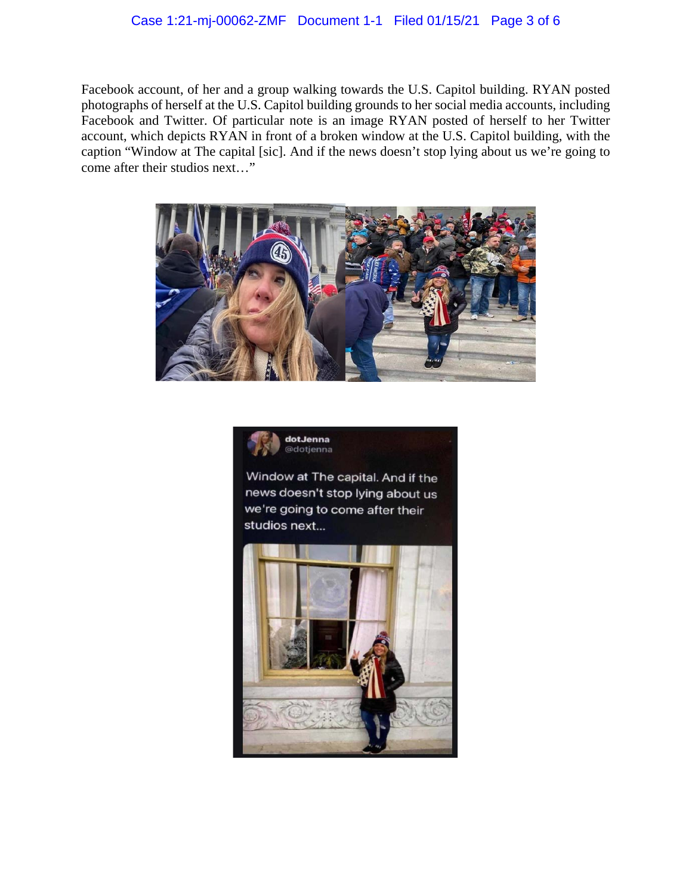Facebook account, of her and a group walking towards the U.S. Capitol building. RYAN posted photographs of herself at the U.S. Capitol building grounds to her social media accounts, including Facebook and Twitter. Of particular note is an image RYAN posted of herself to her Twitter account, which depicts RYAN in front of a broken window at the U.S. Capitol building, with the caption "Window at The capital [sic]. And if the news doesn't stop lying about us we're going to come after their studios next…"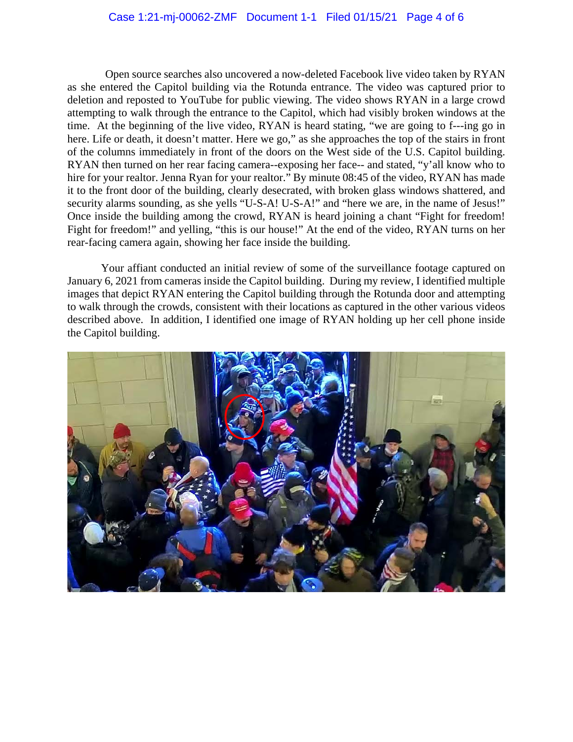Open source searches also uncovered a now-deleted Facebook live video taken by RYAN as she entered the Capitol building via the Rotunda entrance. The video was captured prior to deletion and reposted to YouTube for public viewing. The video shows RYAN in a large crowd attempting to walk through the entrance to the Capitol, which had visibly broken windows at the time. At the beginning of the live video, RYAN is heard stating, "we are going to f---ing go in here. Life or death, it doesn't matter. Here we go," as she approaches the top of the stairs in front of the columns immediately in front of the doors on the West side of the U.S. Capitol building. RYAN then turned on her rear facing camera--exposing her face-- and stated, "y'all know who to hire for your realtor. Jenna Ryan for your realtor." By minute 08:45 of the video, RYAN has made it to the front door of the building, clearly desecrated, with broken glass windows shattered, and security alarms sounding, as she yells "U-S-A! U-S-A!" and "here we are, in the name of Jesus!" Once inside the building among the crowd, RYAN is heard joining a chant "Fight for freedom! Fight for freedom!" and yelling, "this is our house!" At the end of the video, RYAN turns on her rear-facing camera again, showing her face inside the building.

Your affiant conducted an initial review of some of the surveillance footage captured on January 6, 2021 from cameras inside the Capitol building. During my review, I identified multiple images that depict RYAN entering the Capitol building through the Rotunda door and attempting to walk through the crowds, consistent with their locations as captured in the other various videos described above. In addition, I identified one image of RYAN holding up her cell phone inside the Capitol building.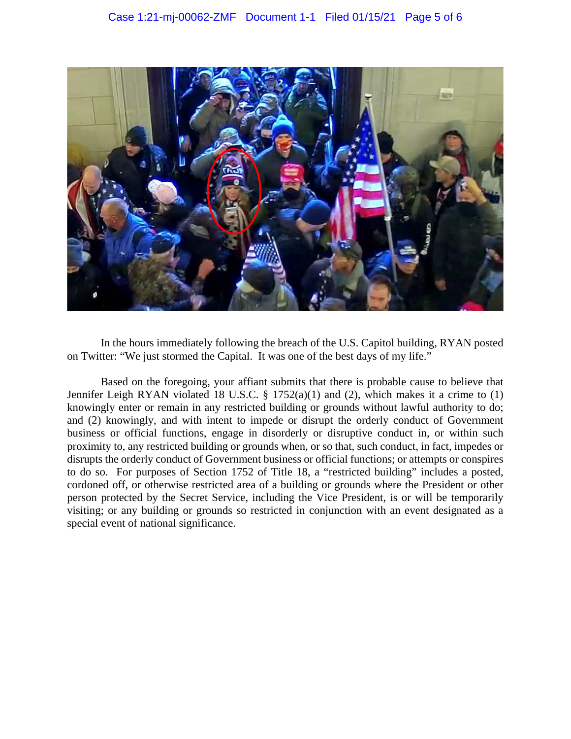In the hours immediately following the breach of the U.S. Capitol building, RYAN posted on Twitter: "We just stormed the Capital. It was one of the best days of my life."

Based on the foregoing, your affiant submits that there is probable cause to believe that Jennifer Leigh RYAN violated 18 U.S.C. § 1752(a)(1) and (2), which makes it a crime to (1) knowingly enter or remain in any restricted building or grounds without lawful authority to do; and (2) knowingly, and with intent to impede or disrupt the orderly conduct of Government business or official functions, engage in disorderly or disruptive conduct in, or within such proximity to, any restricted building or grounds when, or so that, such conduct, in fact, impedes or disrupts the orderly conduct of Government business or official functions; or attempts or conspires to do so. For purposes of Section 1752 of Title 18, a "restricted building" includes a posted, cordoned off, or otherwise restricted area of a building or grounds where the President or other person protected by the Secret Service, including the Vice President, is or will be temporarily visiting; or any building or grounds so restricted in conjunction with an event designated as a special event of national significance.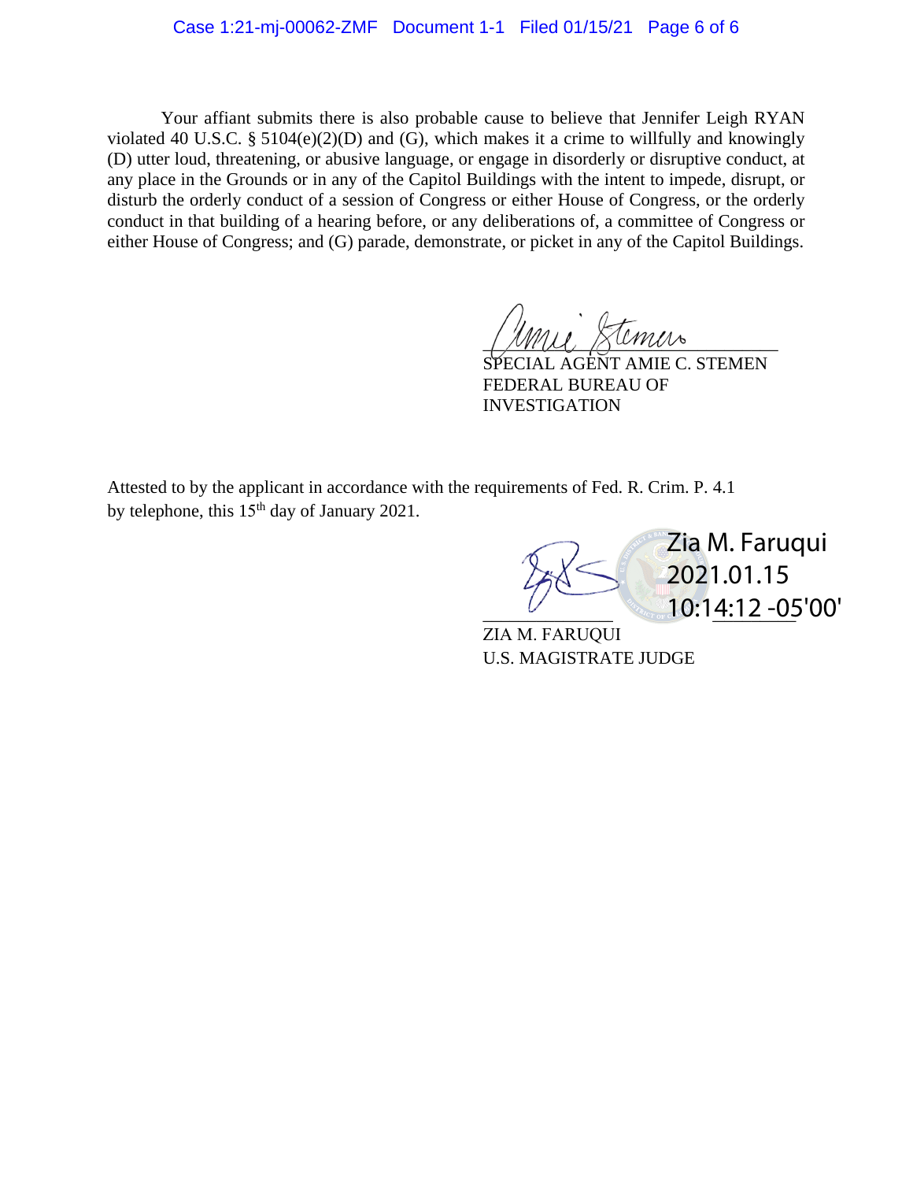Your affiant submits there is also probable cause to believe that Jennifer Leigh RYAN violated 40 U.S.C. § 5104(e)(2)(D) and (G), which makes it a crime to willfully and knowingly (D) utter loud, threatening, or abusive language, or engage in disorderly or disruptive conduct, at any place in the Grounds or in any of the Capitol Buildings with the intent to impede, disrupt, or disturb the orderly conduct of a session of Congress or either House of Congress, or the orderly conduct in that building of a hearing before, or any deliberations of, a committee of Congress or either House of Congress; and (G) parade, demonstrate, or picket in any of the Capitol Buildings.

SPECIAL AGENT AMIE C. STEMEN
FEDERAL BUREAU OF
INVESTIGATION

Attested to by the applicant in accordance with the requirements of Fed. R. Crim. P. 4.1 by telephone, this 15th day of January 2021.

Zia M. Faruqui
2021.01.15
10:14:12 -05'00'

ZIA M. FARUQUI
U.S. MAGISTRATE JUDGE